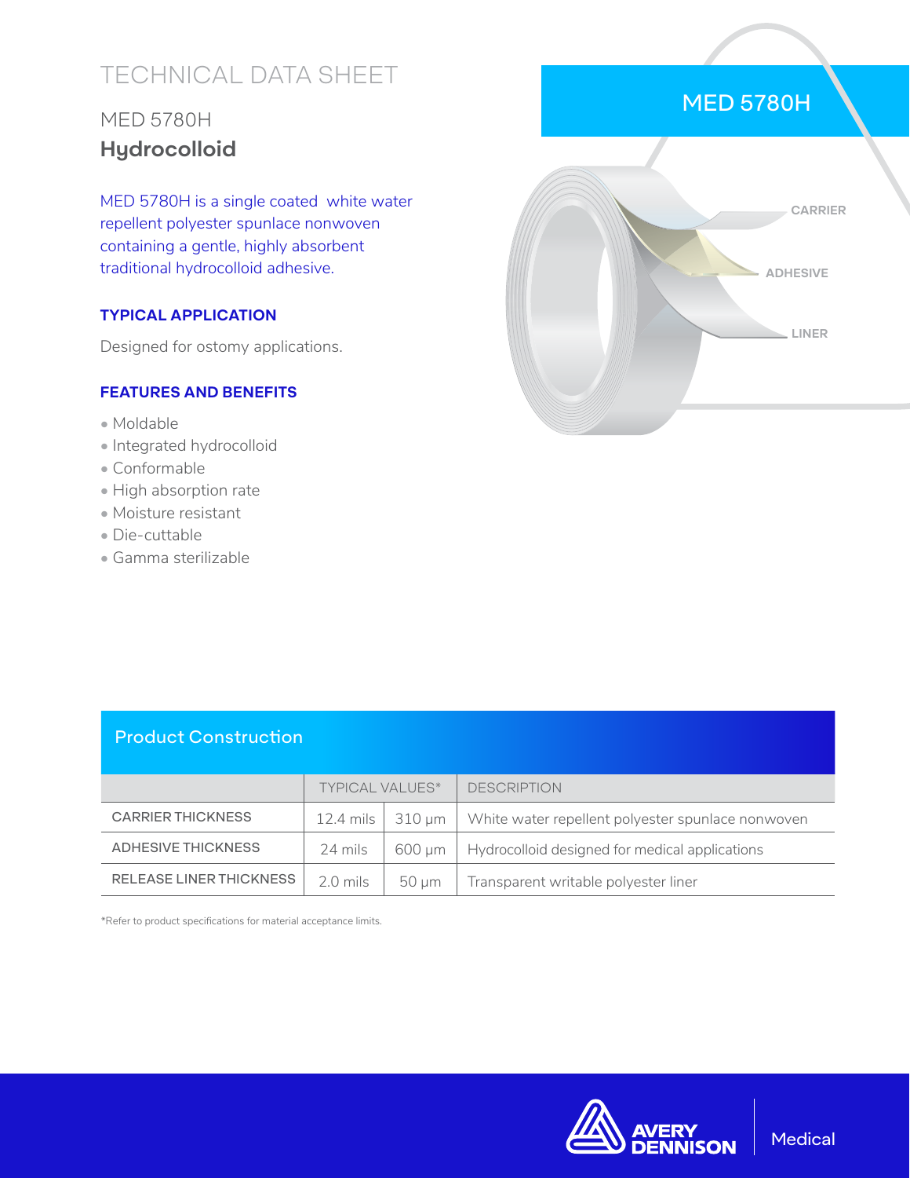# TECHNICAL DATA SHEET

## MED 5780H
## **Hydrocolloid**

MED 5780H is a single coated white water repellent polyester spunlace nonwoven containing a gentle, highly absorbent traditional hydrocolloid adhesive.

### TYPICAL APPLICATION

Designed for ostomy applications.

### FEATURES AND BENEFITS

- Moldable
- Integrated hydrocolloid
- Conformable
- High absorption rate
- Moisture resistant
- Die-cuttable
- Gamma sterilizable

MED 5780H

CARRIER

ADHESIVE

LINER

## Product Construction

| | TYPICAL VALUES* | | DESCRIPTION |
|---|---|---|---|
| CARRIER THICKNESS | 12.4 mils | 310 µm | White water repellent polyester spunlace nonwoven |
| ADHESIVE THICKNESS | 24 mils | 600 µm | Hydrocolloid designed for medical applications |
| RELEASE LINER THICKNESS | 2.0 mils | 50 µm | Transparent writable polyester liner |

*Refer to product specifications for material acceptance limits.

AVERY DENNISON | Medical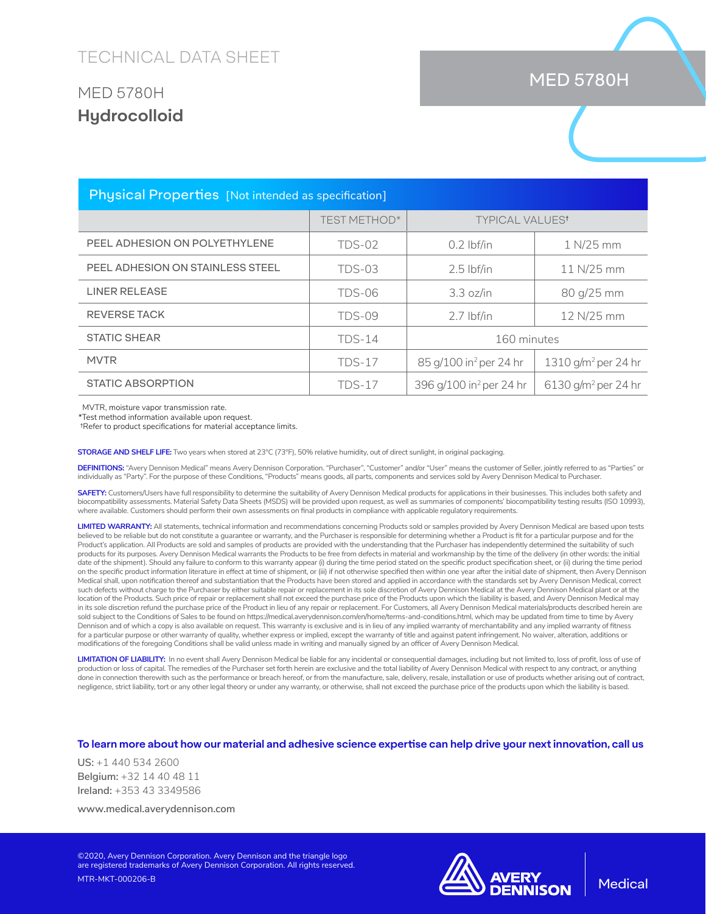# TECHNICAL DATA SHEET

## MED 5780H
## **Hydrocolloid**

MED 5780H

## Physical Properties [Not intended as specification]

| | TEST METHOD* | TYPICAL VALUES† | |
|---|---|---|---|
| PEEL ADHESION ON POLYETHYLENE | TDS-02 | 0.2 lbf/in | 1 N/25 mm |
| PEEL ADHESION ON STAINLESS STEEL | TDS-03 | 2.5 lbf/in | 11 N/25 mm |
| LINER RELEASE | TDS-06 | 3.3 oz/in | 80 g/25 mm |
| REVERSE TACK | TDS-09 | 2.7 lbf/in | 12 N/25 mm |
| STATIC SHEAR | TDS-14 | 160 minutes | |
| MVTR | TDS-17 | 85 g/100 $in^2$ per 24 hr | 1310 g/$m^2$ per 24 hr |
| STATIC ABSORPTION | TDS-17 | 396 g/100 $in^2$ per 24 hr | 6130 g/$m^2$ per 24 hr |

MVTR, moisture vapor transmission rate.
*Test method information available upon request.
†Refer to product specifications for material acceptance limits.

**STORAGE AND SHELF LIFE:** Two years when stored at 23°C (73°F), 50% relative humidity, out of direct sunlight, in original packaging.

**DEFINITIONS:** "Avery Dennison Medical" means Avery Dennison Corporation. "Purchaser", "Customer" and/or "User" means the customer of Seller, jointly referred to as "Parties" or individually as "Party". For the purpose of these Conditions, "Products" means goods, all parts, components and services sold by Avery Dennison Medical to Purchaser.

**SAFETY:** Customers/Users have full responsibility to determine the suitability of Avery Dennison Medical products for applications in their businesses. This includes both safety and biocompatibility assessments. Material Safety Data Sheets (MSDS) will be provided upon request, as well as summaries of components' biocompatibility testing results (ISO 10993), where available. Customers should perform their own assessments on final products in compliance with applicable regulatory requirements.

**LIMITED WARRANTY:** All statements, technical information and recommendations concerning Products sold or samples provided by Avery Dennison Medical are based upon tests believed to be reliable but do not constitute a guarantee or warranty, and the Purchaser is responsible for determining whether a Product is fit for a particular purpose and for the Product's application. All Products are sold and samples of products are provided with the understanding that the Purchaser has independently determined the suitability of such products for its purposes. Avery Dennison Medical warrants the Products to be free from defects in material and workmanship by the time of the delivery (in other words: the initial date of the shipment). Should any failure to conform to this warranty appear (i) during the time period stated on the specific product specification sheet, or (ii) during the time period on the specific product information literature in effect at time of shipment, or (iii) if not otherwise specified then within one year after the initial date of shipment, then Avery Dennison Medical shall, upon notification thereof and substantiation that the Products have been stored and applied in accordance with the standards set by Avery Dennison Medical, correct such defects without charge to the Purchaser by either suitable repair or replacement in its sole discretion of Avery Dennison Medical at the Avery Dennison Medical plant or at the location of the Products. Such price of repair or replacement shall not exceed the purchase price of the Products upon which the liability is based, and Avery Dennison Medical may in its sole discretion refund the purchase price of the Product in lieu of any repair or replacement. For Customers, all Avery Dennison Medical materials/products described herein are sold subject to the Conditions of Sales to be found on https://medical.averydennison.com/en/home/terms-and-conditions.html, which may be updated from time to time by Avery Dennison and of which a copy is also available on request. This warranty is exclusive and is in lieu of any implied warranty of merchantability and any implied warranty of fitness for a particular purpose or other warranty of quality, whether express or implied, except the warranty of title and against patent infringement. No waiver, alteration, additions or modifications of the foregoing Conditions shall be valid unless made in writing and manually signed by an officer of Avery Dennison Medical.

**LIMITATION OF LIABILITY:** In no event shall Avery Dennison Medical be liable for any incidental or consequential damages, including but not limited to, loss of profit, loss of use of production or loss of capital. The remedies of the Purchaser set forth herein are exclusive and the total liability of Avery Dennison Medical with respect to any contract, or anything done in connection therewith such as the performance or breach hereof, or from the manufacture, sale, delivery, resale, installation or use of products whether arising out of contract, negligence, strict liability, tort or any other legal theory or under any warranty, or otherwise, shall not exceed the purchase price of the products upon which the liability is based.

**To learn more about how our material and adhesive science expertise can help drive your next innovation, call us**

**US:** +1 440 534 2600
**Belgium:** +32 14 40 48 11
**Ireland:** +353 43 3349586

**www.medical.averydennison.com**

©2020, Avery Dennison Corporation. Avery Dennison and the triangle logo are registered trademarks of Avery Dennison Corporation. All rights reserved.

MTR-MKT-000206-B

AVERY DENNISON Medical